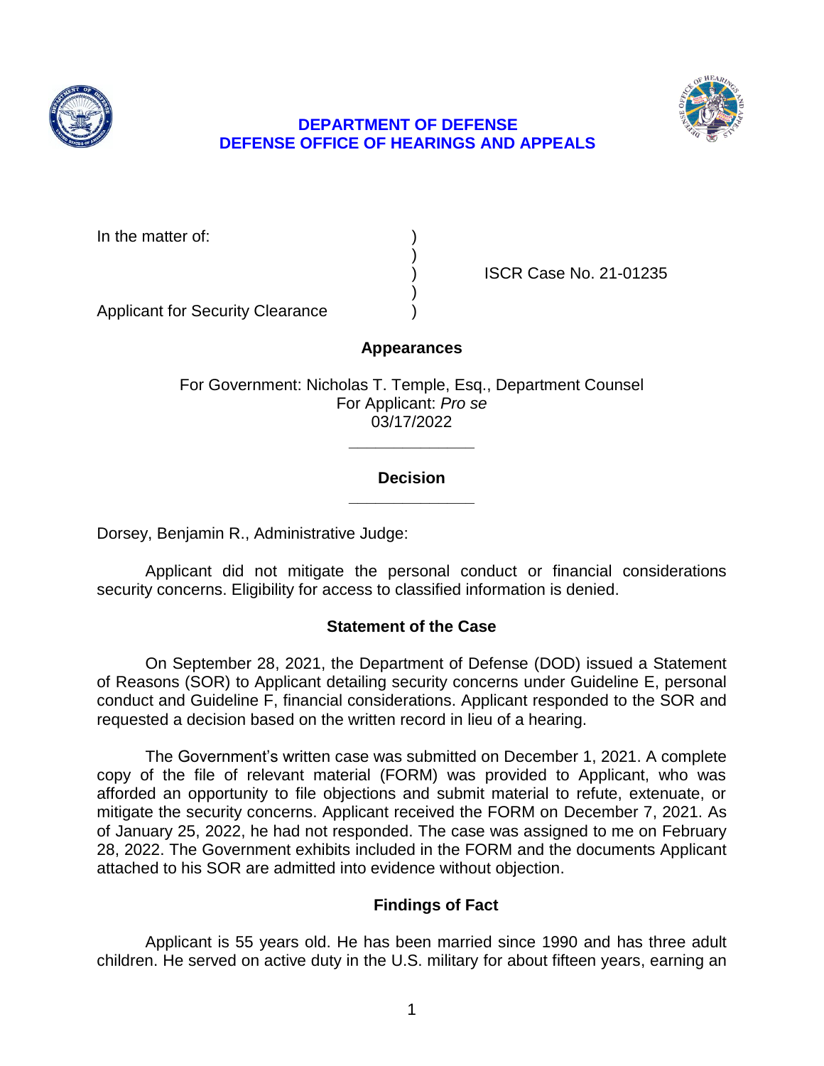**DEPARTMENT OF DEFENSE**
**DEFENSE OFFICE OF HEARINGS AND APPEALS**

In the matter of: )
)
) ISCR Case No. 21-01235
)
Applicant for Security Clearance )

**Appearances**

For Government: Nicholas T. Temple, Esq., Department Counsel
For Applicant: *Pro se*
03/17/2022

______________

**Decision**

______________

Dorsey, Benjamin R., Administrative Judge:

Applicant did not mitigate the personal conduct or financial considerations security concerns. Eligibility for access to classified information is denied.

**Statement of the Case**

On September 28, 2021, the Department of Defense (DOD) issued a Statement of Reasons (SOR) to Applicant detailing security concerns under Guideline E, personal conduct and Guideline F, financial considerations. Applicant responded to the SOR and requested a decision based on the written record in lieu of a hearing.

The Government's written case was submitted on December 1, 2021. A complete copy of the file of relevant material (FORM) was provided to Applicant, who was afforded an opportunity to file objections and submit material to refute, extenuate, or mitigate the security concerns. Applicant received the FORM on December 7, 2021. As of January 25, 2022, he had not responded. The case was assigned to me on February 28, 2022. The Government exhibits included in the FORM and the documents Applicant attached to his SOR are admitted into evidence without objection.

**Findings of Fact**

Applicant is 55 years old. He has been married since 1990 and has three adult children. He served on active duty in the U.S. military for about fifteen years, earning an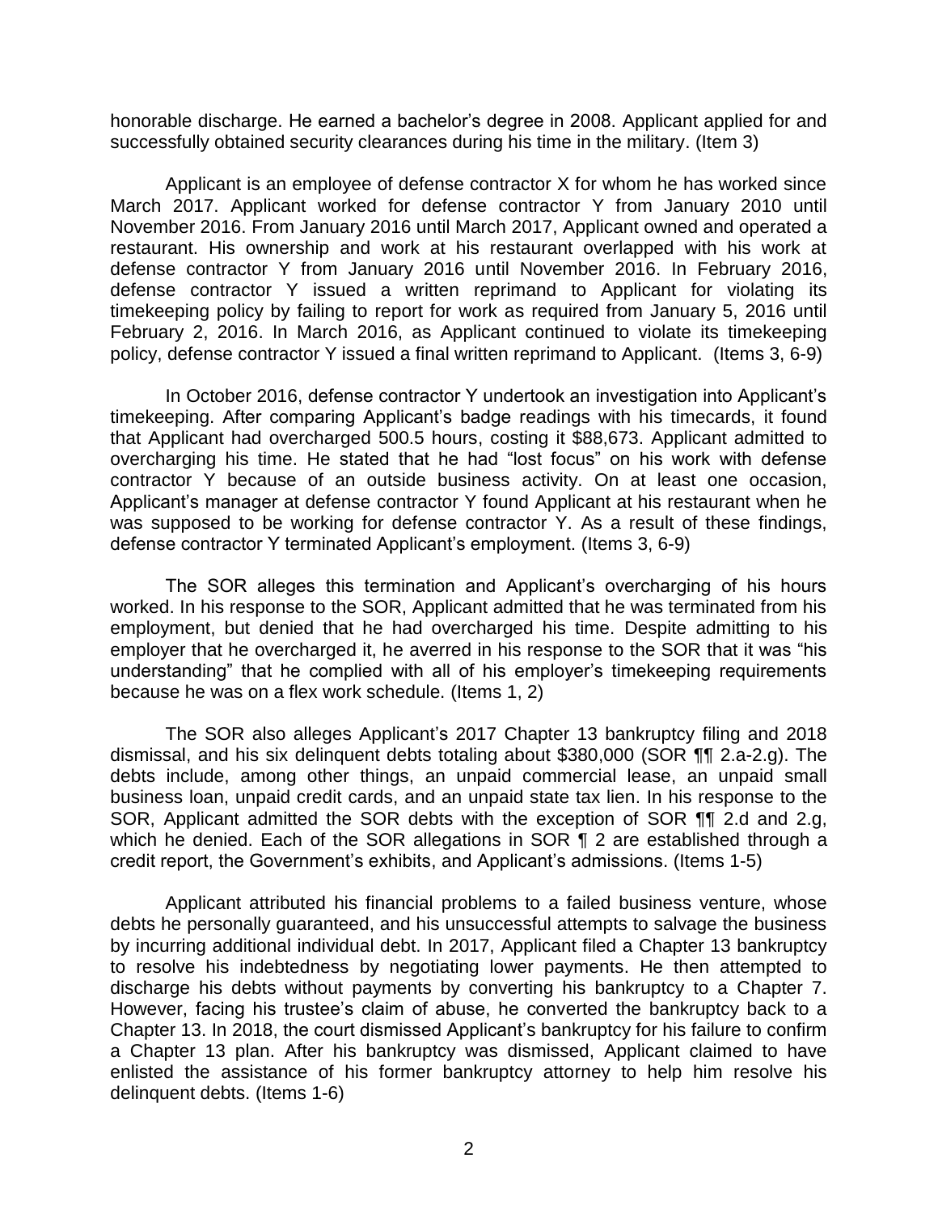honorable discharge. He earned a bachelor's degree in 2008. Applicant applied for and successfully obtained security clearances during his time in the military. (Item 3)

Applicant is an employee of defense contractor X for whom he has worked since March 2017. Applicant worked for defense contractor Y from January 2010 until November 2016. From January 2016 until March 2017, Applicant owned and operated a restaurant. His ownership and work at his restaurant overlapped with his work at defense contractor Y from January 2016 until November 2016. In February 2016, defense contractor Y issued a written reprimand to Applicant for violating its timekeeping policy by failing to report for work as required from January 5, 2016 until February 2, 2016. In March 2016, as Applicant continued to violate its timekeeping policy, defense contractor Y issued a final written reprimand to Applicant. (Items 3, 6-9)

In October 2016, defense contractor Y undertook an investigation into Applicant's timekeeping. After comparing Applicant's badge readings with his timecards, it found that Applicant had overcharged 500.5 hours, costing it $88,673. Applicant admitted to overcharging his time. He stated that he had "lost focus" on his work with defense contractor Y because of an outside business activity. On at least one occasion, Applicant's manager at defense contractor Y found Applicant at his restaurant when he was supposed to be working for defense contractor Y. As a result of these findings, defense contractor Y terminated Applicant's employment. (Items 3, 6-9)

The SOR alleges this termination and Applicant's overcharging of his hours worked. In his response to the SOR, Applicant admitted that he was terminated from his employment, but denied that he had overcharged his time. Despite admitting to his employer that he overcharged it, he averred in his response to the SOR that it was "his understanding" that he complied with all of his employer's timekeeping requirements because he was on a flex work schedule. (Items 1, 2)

The SOR also alleges Applicant's 2017 Chapter 13 bankruptcy filing and 2018 dismissal, and his six delinquent debts totaling about $380,000 (SOR ¶¶ 2.a-2.g). The debts include, among other things, an unpaid commercial lease, an unpaid small business loan, unpaid credit cards, and an unpaid state tax lien. In his response to the SOR, Applicant admitted the SOR debts with the exception of SOR ¶¶ 2.d and 2.g, which he denied. Each of the SOR allegations in SOR ¶ 2 are established through a credit report, the Government's exhibits, and Applicant's admissions. (Items 1-5)

Applicant attributed his financial problems to a failed business venture, whose debts he personally guaranteed, and his unsuccessful attempts to salvage the business by incurring additional individual debt. In 2017, Applicant filed a Chapter 13 bankruptcy to resolve his indebtedness by negotiating lower payments. He then attempted to discharge his debts without payments by converting his bankruptcy to a Chapter 7. However, facing his trustee's claim of abuse, he converted the bankruptcy back to a Chapter 13. In 2018, the court dismissed Applicant's bankruptcy for his failure to confirm a Chapter 13 plan. After his bankruptcy was dismissed, Applicant claimed to have enlisted the assistance of his former bankruptcy attorney to help him resolve his delinquent debts. (Items 1-6)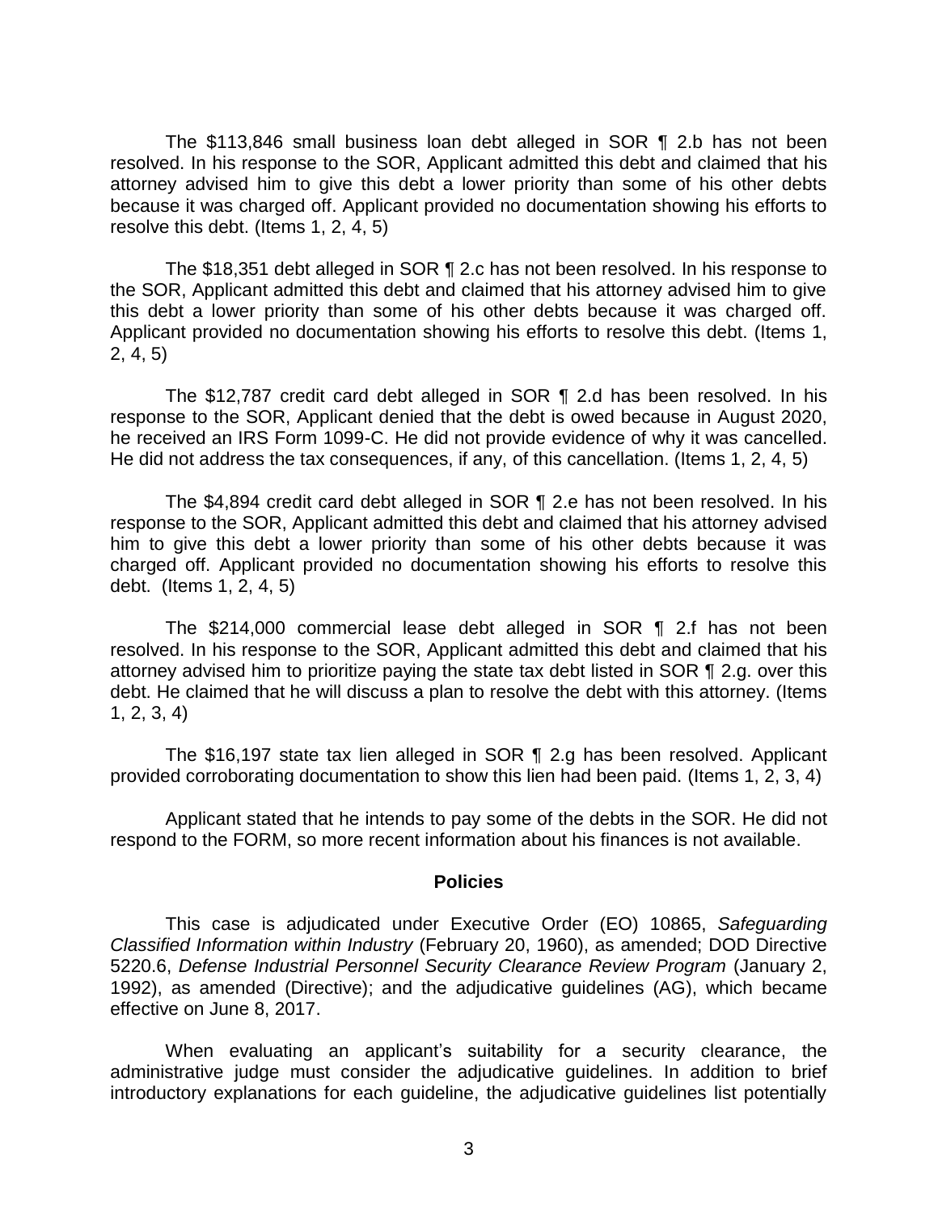The $113,846 small business loan debt alleged in SOR ¶ 2.b has not been resolved. In his response to the SOR, Applicant admitted this debt and claimed that his attorney advised him to give this debt a lower priority than some of his other debts because it was charged off. Applicant provided no documentation showing his efforts to resolve this debt. (Items 1, 2, 4, 5)

The $18,351 debt alleged in SOR ¶ 2.c has not been resolved. In his response to the SOR, Applicant admitted this debt and claimed that his attorney advised him to give this debt a lower priority than some of his other debts because it was charged off. Applicant provided no documentation showing his efforts to resolve this debt. (Items 1, 2, 4, 5)

The $12,787 credit card debt alleged in SOR ¶ 2.d has been resolved. In his response to the SOR, Applicant denied that the debt is owed because in August 2020, he received an IRS Form 1099-C. He did not provide evidence of why it was cancelled. He did not address the tax consequences, if any, of this cancellation. (Items 1, 2, 4, 5)

The $4,894 credit card debt alleged in SOR ¶ 2.e has not been resolved. In his response to the SOR, Applicant admitted this debt and claimed that his attorney advised him to give this debt a lower priority than some of his other debts because it was charged off. Applicant provided no documentation showing his efforts to resolve this debt. (Items 1, 2, 4, 5)

The $214,000 commercial lease debt alleged in SOR ¶ 2.f has not been resolved. In his response to the SOR, Applicant admitted this debt and claimed that his attorney advised him to prioritize paying the state tax debt listed in SOR ¶ 2.g. over this debt. He claimed that he will discuss a plan to resolve the debt with this attorney. (Items 1, 2, 3, 4)

The $16,197 state tax lien alleged in SOR ¶ 2.g has been resolved. Applicant provided corroborating documentation to show this lien had been paid. (Items 1, 2, 3, 4)

Applicant stated that he intends to pay some of the debts in the SOR. He did not respond to the FORM, so more recent information about his finances is not available.

## Policies

This case is adjudicated under Executive Order (EO) 10865, *Safeguarding Classified Information within Industry* (February 20, 1960), as amended; DOD Directive 5220.6, *Defense Industrial Personnel Security Clearance Review Program* (January 2, 1992), as amended (Directive); and the adjudicative guidelines (AG), which became effective on June 8, 2017.

When evaluating an applicant's suitability for a security clearance, the administrative judge must consider the adjudicative guidelines. In addition to brief introductory explanations for each guideline, the adjudicative guidelines list potentially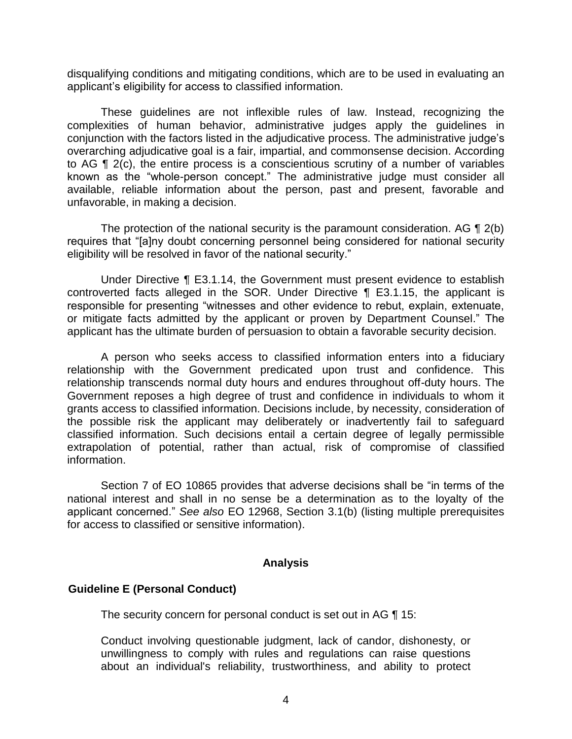disqualifying conditions and mitigating conditions, which are to be used in evaluating an applicant's eligibility for access to classified information.

These guidelines are not inflexible rules of law. Instead, recognizing the complexities of human behavior, administrative judges apply the guidelines in conjunction with the factors listed in the adjudicative process. The administrative judge's overarching adjudicative goal is a fair, impartial, and commonsense decision. According to AG ¶ 2(c), the entire process is a conscientious scrutiny of a number of variables known as the "whole-person concept." The administrative judge must consider all available, reliable information about the person, past and present, favorable and unfavorable, in making a decision.

The protection of the national security is the paramount consideration. AG ¶ 2(b) requires that "[a]ny doubt concerning personnel being considered for national security eligibility will be resolved in favor of the national security."

Under Directive ¶ E3.1.14, the Government must present evidence to establish controverted facts alleged in the SOR. Under Directive ¶ E3.1.15, the applicant is responsible for presenting "witnesses and other evidence to rebut, explain, extenuate, or mitigate facts admitted by the applicant or proven by Department Counsel." The applicant has the ultimate burden of persuasion to obtain a favorable security decision.

A person who seeks access to classified information enters into a fiduciary relationship with the Government predicated upon trust and confidence. This relationship transcends normal duty hours and endures throughout off-duty hours. The Government reposes a high degree of trust and confidence in individuals to whom it grants access to classified information. Decisions include, by necessity, consideration of the possible risk the applicant may deliberately or inadvertently fail to safeguard classified information. Such decisions entail a certain degree of legally permissible extrapolation of potential, rather than actual, risk of compromise of classified information.

Section 7 of EO 10865 provides that adverse decisions shall be "in terms of the national interest and shall in no sense be a determination as to the loyalty of the applicant concerned." *See also* EO 12968, Section 3.1(b) (listing multiple prerequisites for access to classified or sensitive information).

## Analysis

### Guideline E (Personal Conduct)

The security concern for personal conduct is set out in AG ¶ 15:

> Conduct involving questionable judgment, lack of candor, dishonesty, or unwillingness to comply with rules and regulations can raise questions about an individual's reliability, trustworthiness, and ability to protect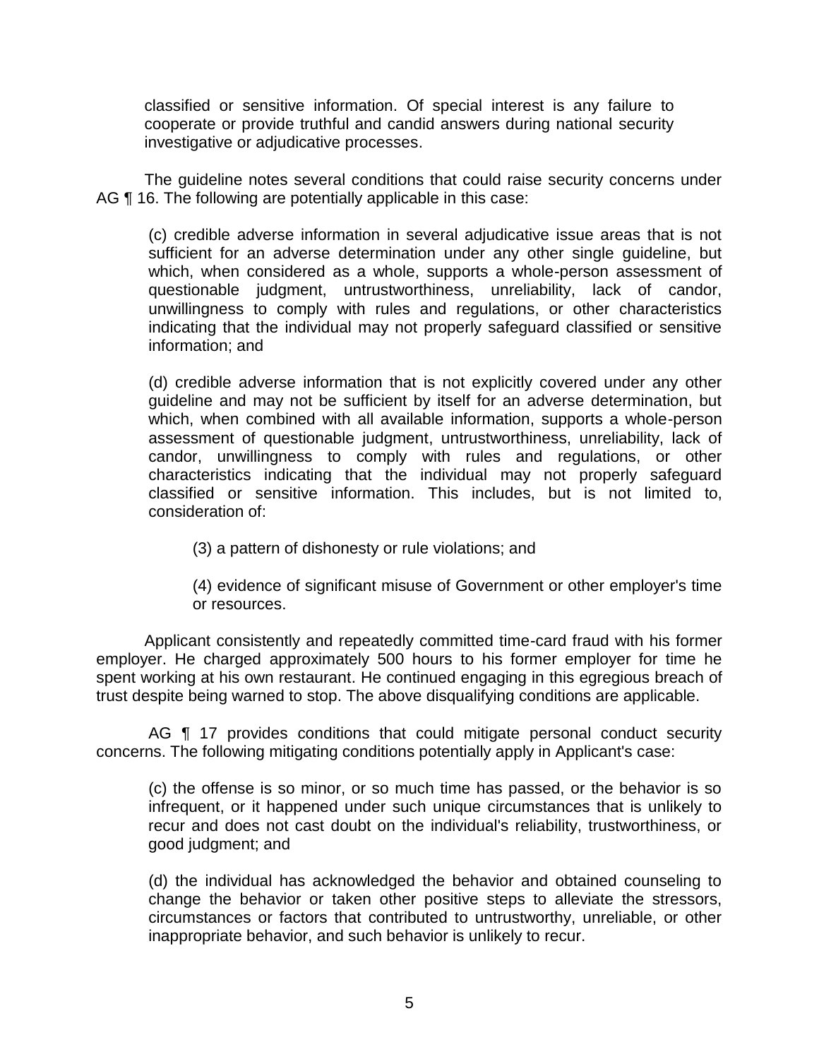classified or sensitive information. Of special interest is any failure to cooperate or provide truthful and candid answers during national security investigative or adjudicative processes.

The guideline notes several conditions that could raise security concerns under AG ¶ 16. The following are potentially applicable in this case:

> (c) credible adverse information in several adjudicative issue areas that is not sufficient for an adverse determination under any other single guideline, but which, when considered as a whole, supports a whole-person assessment of questionable judgment, untrustworthiness, unreliability, lack of candor, unwillingness to comply with rules and regulations, or other characteristics indicating that the individual may not properly safeguard classified or sensitive information; and
>
> (d) credible adverse information that is not explicitly covered under any other guideline and may not be sufficient by itself for an adverse determination, but which, when combined with all available information, supports a whole-person assessment of questionable judgment, untrustworthiness, unreliability, lack of candor, unwillingness to comply with rules and regulations, or other characteristics indicating that the individual may not properly safeguard classified or sensitive information. This includes, but is not limited to, consideration of:
>
> > (3) a pattern of dishonesty or rule violations; and
> >
> > (4) evidence of significant misuse of Government or other employer's time or resources.

Applicant consistently and repeatedly committed time-card fraud with his former employer. He charged approximately 500 hours to his former employer for time he spent working at his own restaurant. He continued engaging in this egregious breach of trust despite being warned to stop. The above disqualifying conditions are applicable.

AG ¶ 17 provides conditions that could mitigate personal conduct security concerns. The following mitigating conditions potentially apply in Applicant's case:

> (c) the offense is so minor, or so much time has passed, or the behavior is so infrequent, or it happened under such unique circumstances that is unlikely to recur and does not cast doubt on the individual's reliability, trustworthiness, or good judgment; and
>
> (d) the individual has acknowledged the behavior and obtained counseling to change the behavior or taken other positive steps to alleviate the stressors, circumstances or factors that contributed to untrustworthy, unreliable, or other inappropriate behavior, and such behavior is unlikely to recur.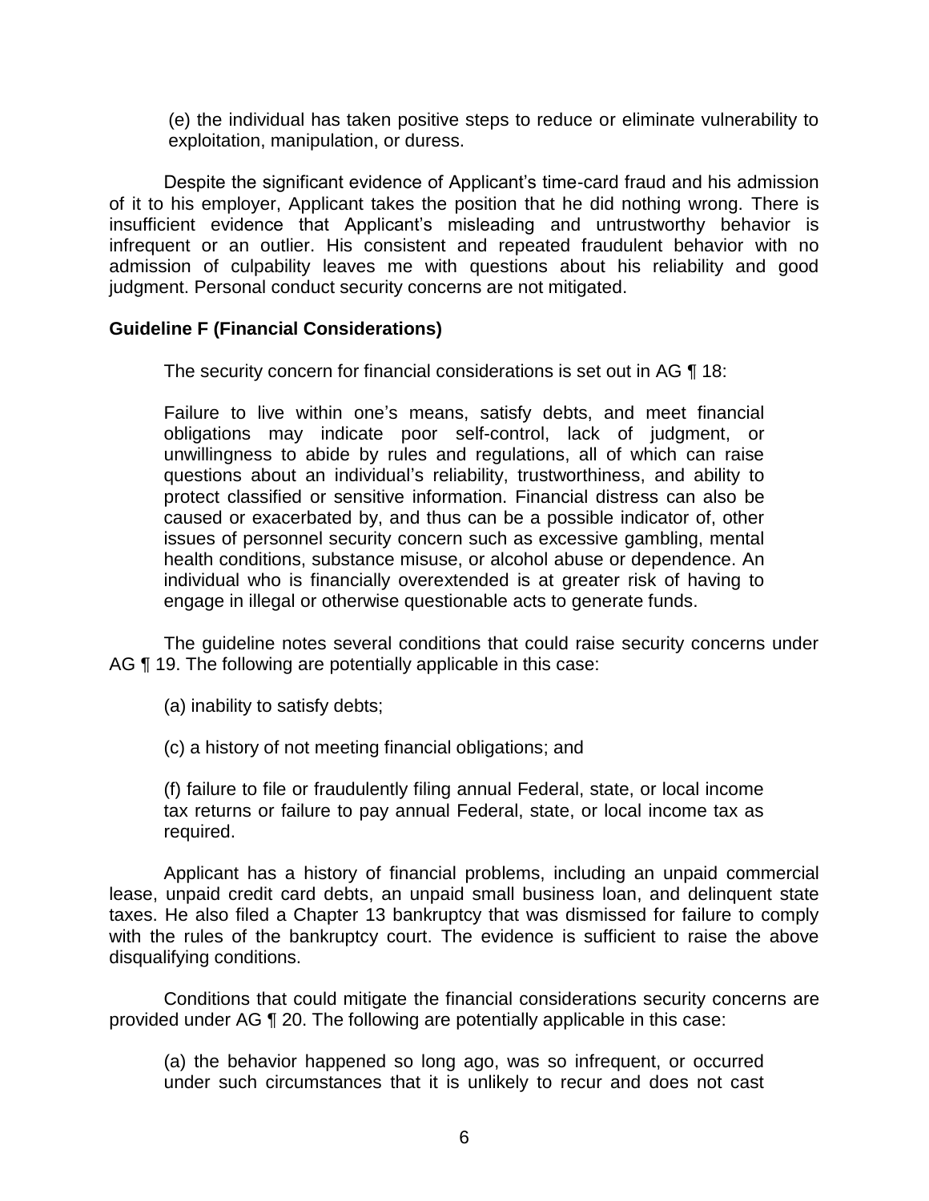(e) the individual has taken positive steps to reduce or eliminate vulnerability to exploitation, manipulation, or duress.

Despite the significant evidence of Applicant's time-card fraud and his admission of it to his employer, Applicant takes the position that he did nothing wrong. There is insufficient evidence that Applicant's misleading and untrustworthy behavior is infrequent or an outlier. His consistent and repeated fraudulent behavior with no admission of culpability leaves me with questions about his reliability and good judgment. Personal conduct security concerns are not mitigated.

**Guideline F (Financial Considerations)**

The security concern for financial considerations is set out in AG ¶ 18:

> Failure to live within one's means, satisfy debts, and meet financial obligations may indicate poor self-control, lack of judgment, or unwillingness to abide by rules and regulations, all of which can raise questions about an individual's reliability, trustworthiness, and ability to protect classified or sensitive information. Financial distress can also be caused or exacerbated by, and thus can be a possible indicator of, other issues of personnel security concern such as excessive gambling, mental health conditions, substance misuse, or alcohol abuse or dependence. An individual who is financially overextended is at greater risk of having to engage in illegal or otherwise questionable acts to generate funds.

The guideline notes several conditions that could raise security concerns under AG ¶ 19. The following are potentially applicable in this case:

(a) inability to satisfy debts;

(c) a history of not meeting financial obligations; and

(f) failure to file or fraudulently filing annual Federal, state, or local income tax returns or failure to pay annual Federal, state, or local income tax as required.

Applicant has a history of financial problems, including an unpaid commercial lease, unpaid credit card debts, an unpaid small business loan, and delinquent state taxes. He also filed a Chapter 13 bankruptcy that was dismissed for failure to comply with the rules of the bankruptcy court. The evidence is sufficient to raise the above disqualifying conditions.

Conditions that could mitigate the financial considerations security concerns are provided under AG ¶ 20. The following are potentially applicable in this case:

(a) the behavior happened so long ago, was so infrequent, or occurred under such circumstances that it is unlikely to recur and does not cast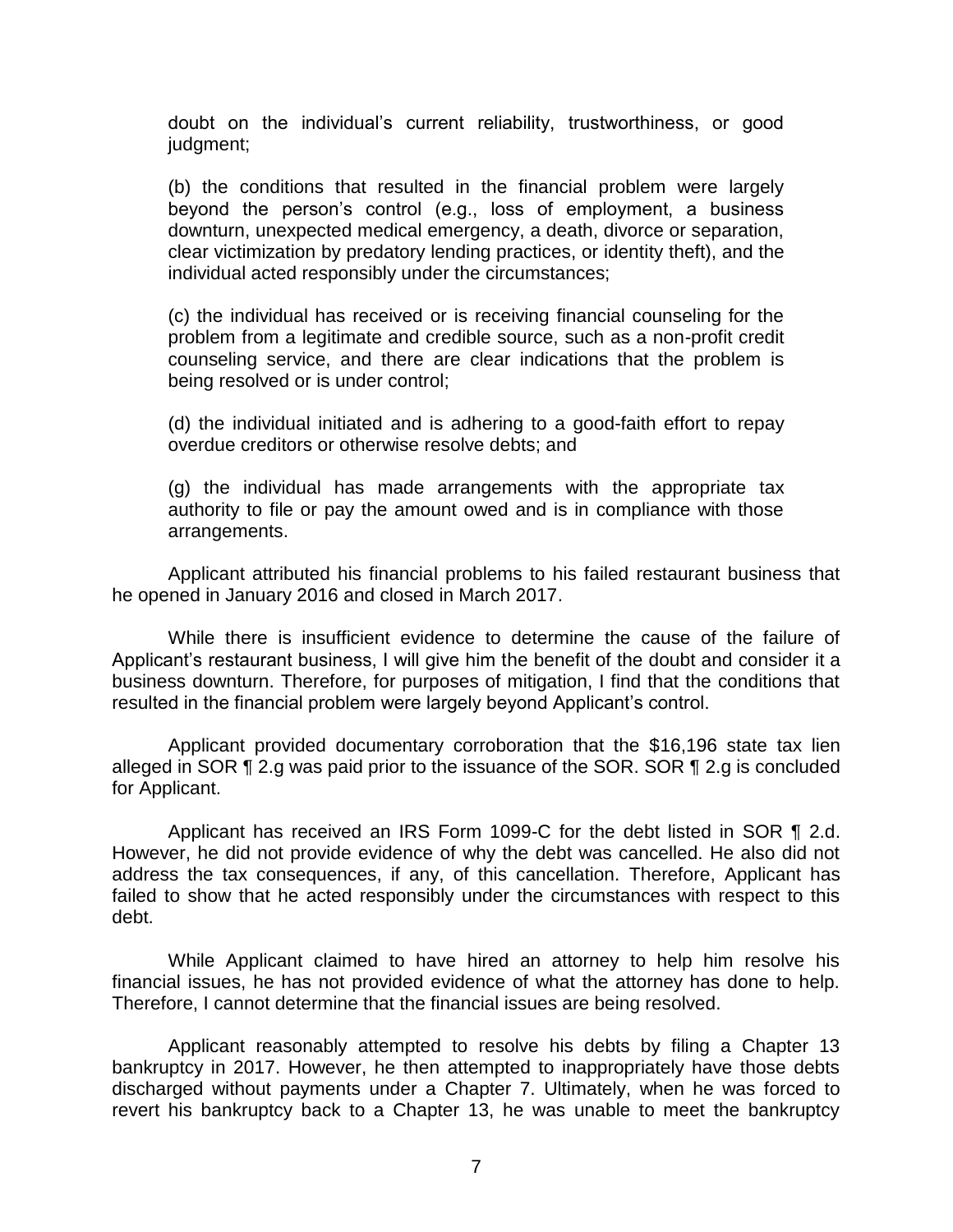doubt on the individual's current reliability, trustworthiness, or good judgment;

> (b) the conditions that resulted in the financial problem were largely beyond the person's control (e.g., loss of employment, a business downturn, unexpected medical emergency, a death, divorce or separation, clear victimization by predatory lending practices, or identity theft), and the individual acted responsibly under the circumstances;
>
> (c) the individual has received or is receiving financial counseling for the problem from a legitimate and credible source, such as a non-profit credit counseling service, and there are clear indications that the problem is being resolved or is under control;
>
> (d) the individual initiated and is adhering to a good-faith effort to repay overdue creditors or otherwise resolve debts; and
>
> (g) the individual has made arrangements with the appropriate tax authority to file or pay the amount owed and is in compliance with those arrangements.

Applicant attributed his financial problems to his failed restaurant business that he opened in January 2016 and closed in March 2017.

While there is insufficient evidence to determine the cause of the failure of Applicant's restaurant business, I will give him the benefit of the doubt and consider it a business downturn. Therefore, for purposes of mitigation, I find that the conditions that resulted in the financial problem were largely beyond Applicant's control.

Applicant provided documentary corroboration that the $16,196 state tax lien alleged in SOR ¶ 2.g was paid prior to the issuance of the SOR. SOR ¶ 2.g is concluded for Applicant.

Applicant has received an IRS Form 1099-C for the debt listed in SOR ¶ 2.d. However, he did not provide evidence of why the debt was cancelled. He also did not address the tax consequences, if any, of this cancellation. Therefore, Applicant has failed to show that he acted responsibly under the circumstances with respect to this debt.

While Applicant claimed to have hired an attorney to help him resolve his financial issues, he has not provided evidence of what the attorney has done to help. Therefore, I cannot determine that the financial issues are being resolved.

Applicant reasonably attempted to resolve his debts by filing a Chapter 13 bankruptcy in 2017. However, he then attempted to inappropriately have those debts discharged without payments under a Chapter 7. Ultimately, when he was forced to revert his bankruptcy back to a Chapter 13, he was unable to meet the bankruptcy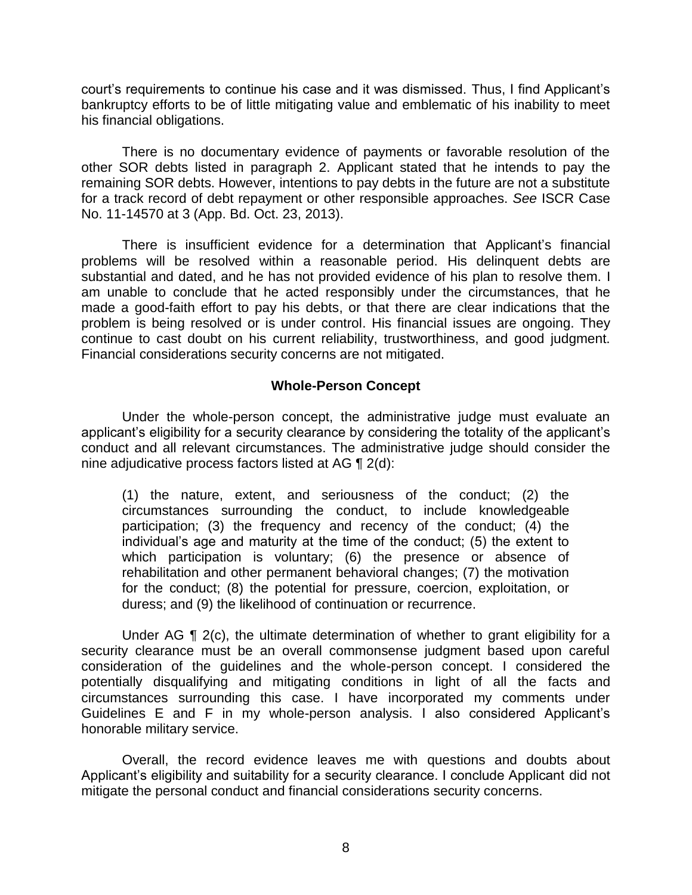court's requirements to continue his case and it was dismissed. Thus, I find Applicant's bankruptcy efforts to be of little mitigating value and emblematic of his inability to meet his financial obligations.

There is no documentary evidence of payments or favorable resolution of the other SOR debts listed in paragraph 2. Applicant stated that he intends to pay the remaining SOR debts. However, intentions to pay debts in the future are not a substitute for a track record of debt repayment or other responsible approaches. *See* ISCR Case No. 11-14570 at 3 (App. Bd. Oct. 23, 2013).

There is insufficient evidence for a determination that Applicant's financial problems will be resolved within a reasonable period. His delinquent debts are substantial and dated, and he has not provided evidence of his plan to resolve them. I am unable to conclude that he acted responsibly under the circumstances, that he made a good-faith effort to pay his debts, or that there are clear indications that the problem is being resolved or is under control. His financial issues are ongoing. They continue to cast doubt on his current reliability, trustworthiness, and good judgment. Financial considerations security concerns are not mitigated.

## Whole-Person Concept

Under the whole-person concept, the administrative judge must evaluate an applicant's eligibility for a security clearance by considering the totality of the applicant's conduct and all relevant circumstances. The administrative judge should consider the nine adjudicative process factors listed at AG ¶ 2(d):

> (1) the nature, extent, and seriousness of the conduct; (2) the circumstances surrounding the conduct, to include knowledgeable participation; (3) the frequency and recency of the conduct; (4) the individual's age and maturity at the time of the conduct; (5) the extent to which participation is voluntary; (6) the presence or absence of rehabilitation and other permanent behavioral changes; (7) the motivation for the conduct; (8) the potential for pressure, coercion, exploitation, or duress; and (9) the likelihood of continuation or recurrence.

Under AG ¶ 2(c), the ultimate determination of whether to grant eligibility for a security clearance must be an overall commonsense judgment based upon careful consideration of the guidelines and the whole-person concept. I considered the potentially disqualifying and mitigating conditions in light of all the facts and circumstances surrounding this case. I have incorporated my comments under Guidelines E and F in my whole-person analysis. I also considered Applicant's honorable military service.

Overall, the record evidence leaves me with questions and doubts about Applicant's eligibility and suitability for a security clearance. I conclude Applicant did not mitigate the personal conduct and financial considerations security concerns.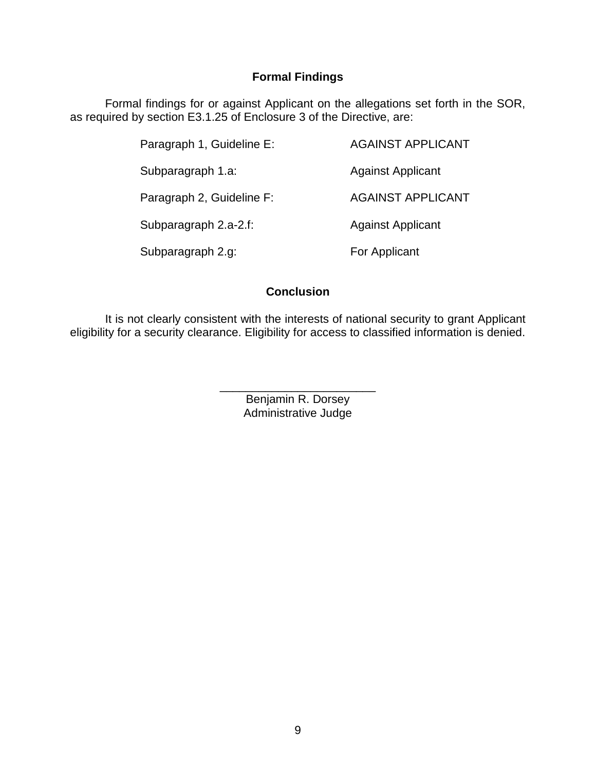## Formal Findings

Formal findings for or against Applicant on the allegations set forth in the SOR, as required by section E3.1.25 of Enclosure 3 of the Directive, are:

| | |
|---|---|
| Paragraph 1, Guideline E: | AGAINST APPLICANT |
| Subparagraph 1.a: | Against Applicant |
| Paragraph 2, Guideline F: | AGAINST APPLICANT |
| Subparagraph 2.a-2.f: | Against Applicant |
| Subparagraph 2.g: | For Applicant |

## Conclusion

It is not clearly consistent with the interests of national security to grant Applicant eligibility for a security clearance. Eligibility for access to classified information is denied.

______________________
Benjamin R. Dorsey
Administrative Judge